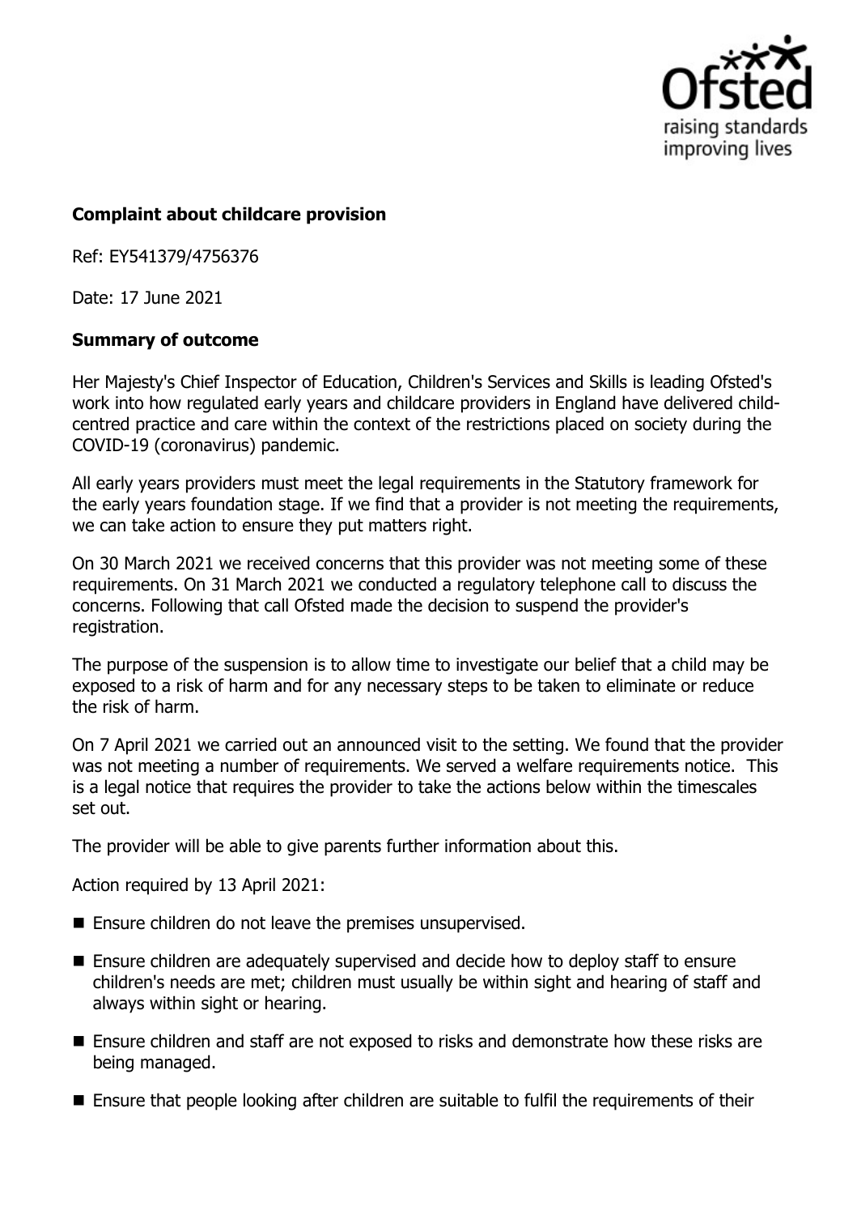**Complaint about childcare provision**

Ref: EY541379/4756376

Date: 17 June 2021

**Summary of outcome**

Her Majesty's Chief Inspector of Education, Children's Services and Skills is leading Ofsted's work into how regulated early years and childcare providers in England have delivered child-centred practice and care within the context of the restrictions placed on society during the COVID-19 (coronavirus) pandemic.

All early years providers must meet the legal requirements in the Statutory framework for the early years foundation stage. If we find that a provider is not meeting the requirements, we can take action to ensure they put matters right.

On 30 March 2021 we received concerns that this provider was not meeting some of these requirements. On 31 March 2021 we conducted a regulatory telephone call to discuss the concerns. Following that call Ofsted made the decision to suspend the provider's registration.

The purpose of the suspension is to allow time to investigate our belief that a child may be exposed to a risk of harm and for any necessary steps to be taken to eliminate or reduce the risk of harm.

On 7 April 2021 we carried out an announced visit to the setting. We found that the provider was not meeting a number of requirements. We served a welfare requirements notice. This is a legal notice that requires the provider to take the actions below within the timescales set out.

The provider will be able to give parents further information about this.

Action required by 13 April 2021:

- Ensure children do not leave the premises unsupervised.
- Ensure children are adequately supervised and decide how to deploy staff to ensure children's needs are met; children must usually be within sight and hearing of staff and always within sight or hearing.
- Ensure children and staff are not exposed to risks and demonstrate how these risks are being managed.
- Ensure that people looking after children are suitable to fulfil the requirements of their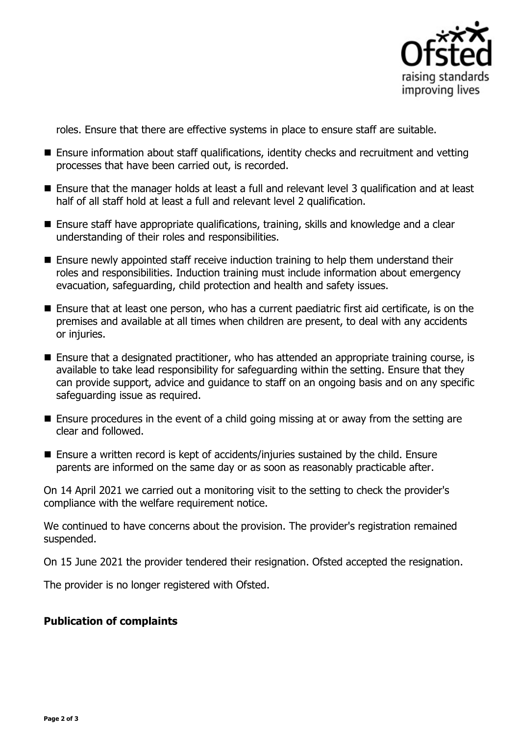roles. Ensure that there are effective systems in place to ensure staff are suitable.

- Ensure information about staff qualifications, identity checks and recruitment and vetting processes that have been carried out, is recorded.
- Ensure that the manager holds at least a full and relevant level 3 qualification and at least half of all staff hold at least a full and relevant level 2 qualification.
- Ensure staff have appropriate qualifications, training, skills and knowledge and a clear understanding of their roles and responsibilities.
- Ensure newly appointed staff receive induction training to help them understand their roles and responsibilities. Induction training must include information about emergency evacuation, safeguarding, child protection and health and safety issues.
- Ensure that at least one person, who has a current paediatric first aid certificate, is on the premises and available at all times when children are present, to deal with any accidents or injuries.
- Ensure that a designated practitioner, who has attended an appropriate training course, is available to take lead responsibility for safeguarding within the setting. Ensure that they can provide support, advice and guidance to staff on an ongoing basis and on any specific safeguarding issue as required.
- Ensure procedures in the event of a child going missing at or away from the setting are clear and followed.
- Ensure a written record is kept of accidents/injuries sustained by the child. Ensure parents are informed on the same day or as soon as reasonably practicable after.

On 14 April 2021 we carried out a monitoring visit to the setting to check the provider's compliance with the welfare requirement notice.

We continued to have concerns about the provision. The provider's registration remained suspended.

On 15 June 2021 the provider tendered their resignation. Ofsted accepted the resignation.

The provider is no longer registered with Ofsted.

**Publication of complaints**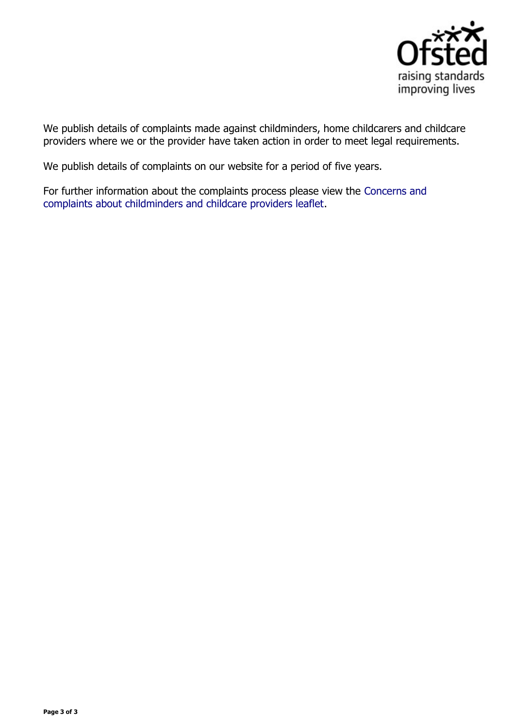We publish details of complaints made against childminders, home childcarers and childcare providers where we or the provider have taken action in order to meet legal requirements.

We publish details of complaints on our website for a period of five years.

For further information about the complaints process please view the Concerns and complaints about childminders and childcare providers leaflet.